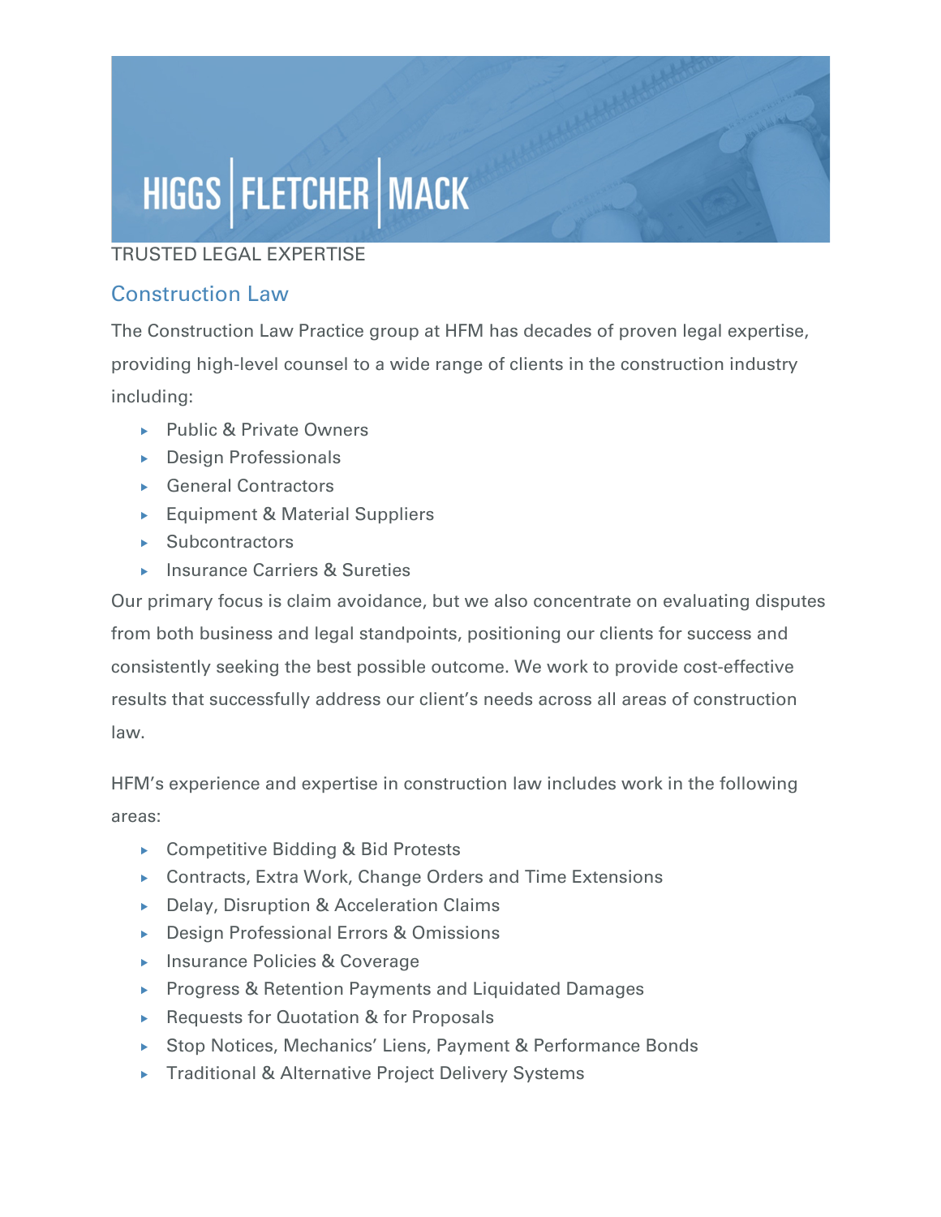# HIGGS | FLETCHER | MACK

TRUSTED LEGAL EXPERTISE

## Construction Law

The Construction Law Practice group at HFM has decades of proven legal expertise, providing high-level counsel to a wide range of clients in the construction industry including:

- Public & Private Owners
- Design Professionals
- General Contractors
- Equipment & Material Suppliers
- Subcontractors
- Insurance Carriers & Sureties

Our primary focus is claim avoidance, but we also concentrate on evaluating disputes from both business and legal standpoints, positioning our clients for success and consistently seeking the best possible outcome. We work to provide cost-effective results that successfully address our client's needs across all areas of construction law.

HFM's experience and expertise in construction law includes work in the following areas:

- Competitive Bidding & Bid Protests
- Contracts, Extra Work, Change Orders and Time Extensions
- Delay, Disruption & Acceleration Claims
- Design Professional Errors & Omissions
- Insurance Policies & Coverage
- Progress & Retention Payments and Liquidated Damages
- Requests for Quotation & for Proposals
- Stop Notices, Mechanics' Liens, Payment & Performance Bonds
- Traditional & Alternative Project Delivery Systems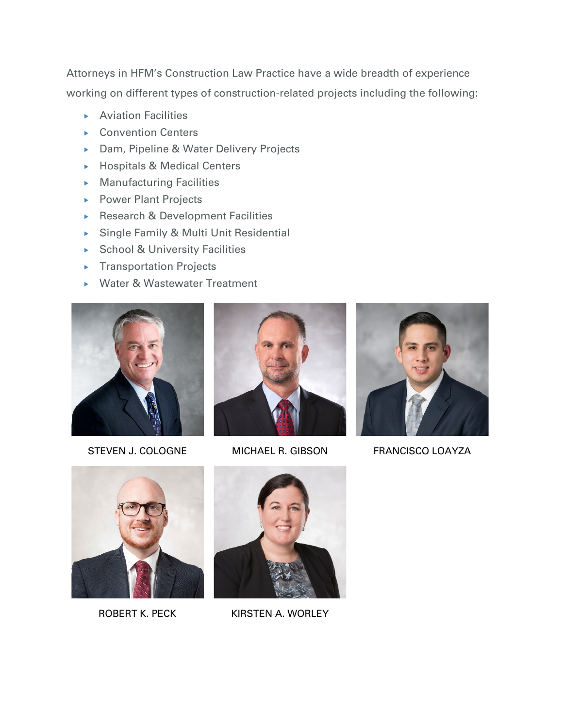Attorneys in HFM's Construction Law Practice have a wide breadth of experience working on different types of construction-related projects including the following:

- Aviation Facilities
- Convention Centers
- Dam, Pipeline & Water Delivery Projects
- Hospitals & Medical Centers
- Manufacturing Facilities
- Power Plant Projects
- Research & Development Facilities
- Single Family & Multi Unit Residential
- School & University Facilities
- Transportation Projects
- Water & Wastewater Treatment

STEVEN J. COLOGNE

MICHAEL R. GIBSON

FRANCISCO LOAYZA

ROBERT K. PECK

KIRSTEN A. WORLEY